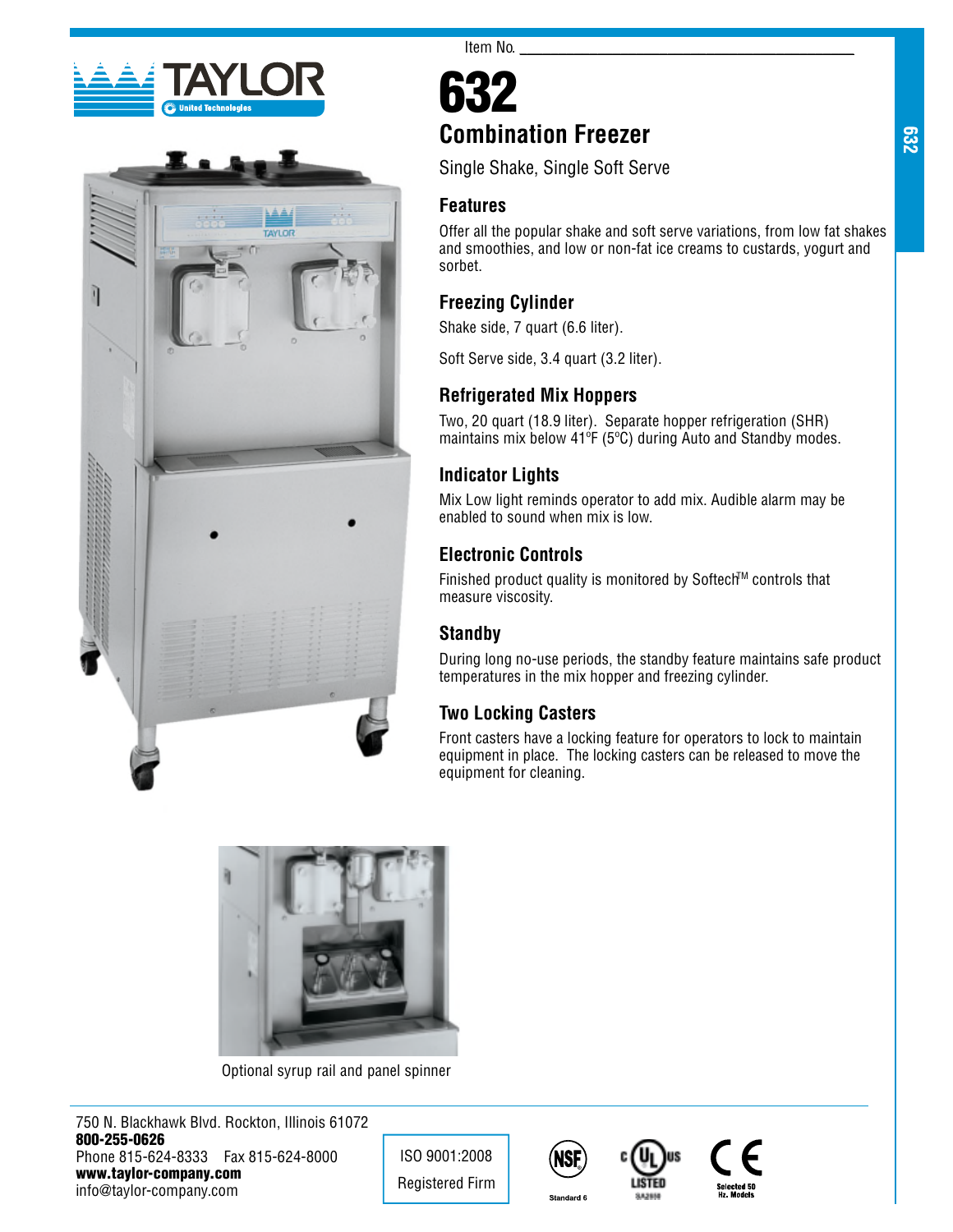Item No. ___________________________

# 632

## Combination Freezer

Single Shake, Single Soft Serve

### Features

Offer all the popular shake and soft serve variations, from low fat shakes and smoothies, and low or non-fat ice creams to custards, yogurt and sorbet.

### Freezing Cylinder

Shake side, 7 quart (6.6 liter).

Soft Serve side, 3.4 quart (3.2 liter).

### Refrigerated Mix Hoppers

Two, 20 quart (18.9 liter). Separate hopper refrigeration (SHR) maintains mix below 41ºF (5ºC) during Auto and Standby modes.

### Indicator Lights

Mix Low light reminds operator to add mix. Audible alarm may be enabled to sound when mix is low.

### Electronic Controls

Finished product quality is monitored by Softech™ controls that measure viscosity.

### Standby

During long no-use periods, the standby feature maintains safe product temperatures in the mix hopper and freezing cylinder.

### Two Locking Casters

Front casters have a locking feature for operators to lock to maintain equipment in place. The locking casters can be released to move the equipment for cleaning.

Optional syrup rail and panel spinner

750 N. Blackhawk Blvd. Rockton, Illinois 61072
**800-255-0626**
Phone 815-624-8333 Fax 815-624-8000
**www.taylor-company.com**
info@taylor-company.com

ISO 9001:2008
Registered Firm

Standard 6

Selected 50 Hz. Models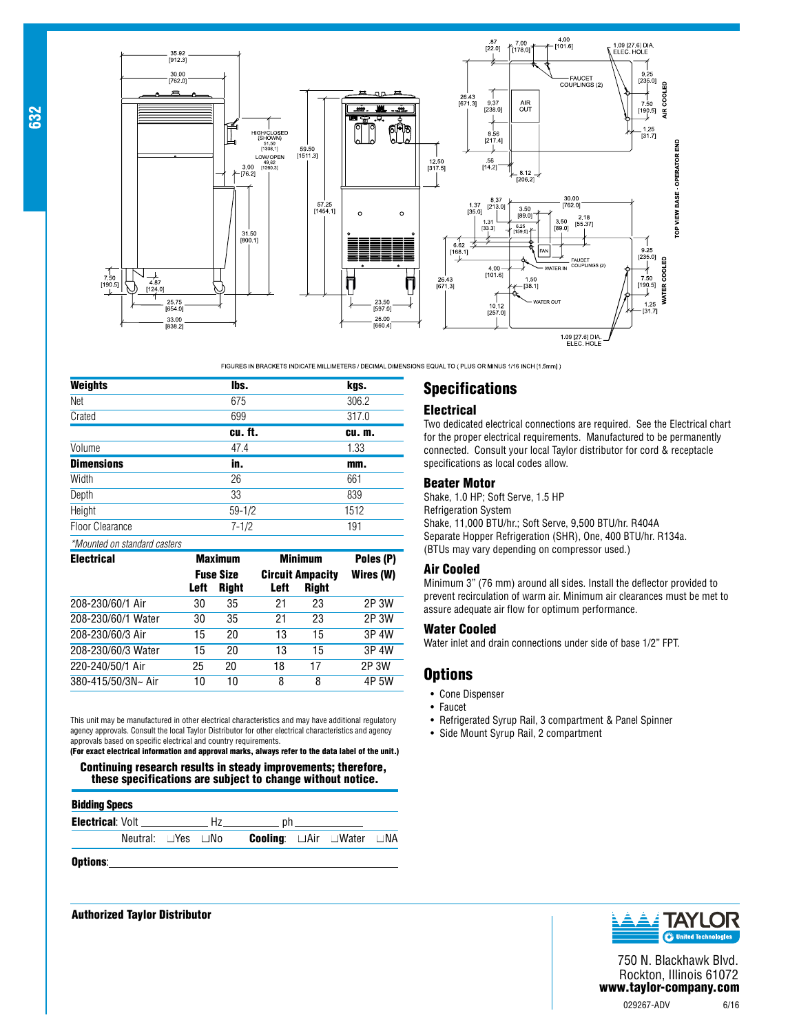FIGURES IN BRACKETS INDICATE MILLIMETERS / DECIMAL DIMENSIONS EQUAL TO ( PLUS OR MINUS 1/16 INCH [1.5mm] )

| Weights | lbs. | kgs. |
|---|---|---|
| Net | 675 | 306.2 |
| Crated | 699 | 317.0 |
| | **cu. ft.** | **cu. m.** |
| Volume | 47.4 | 1.33 |
| **Dimensions** | **in.** | **mm.** |
| Width | 26 | 661 |
| Depth | 33 | 839 |
| Height | 59-1/2 | 1512 |
| Floor Clearance | 7-1/2 | 191 |

*\*Mounted on standard casters*

| Electrical | Maximum Fuse Size Left | Maximum Fuse Size Right | Minimum Circuit Ampacity Left | Minimum Circuit Ampacity Right | Poles (P) Wires (W) |
|---|---|---|---|---|---|
| 208-230/60/1 Air | 30 | 35 | 21 | 23 | 2P 3W |
| 208-230/60/1 Water | 30 | 35 | 21 | 23 | 2P 3W |
| 208-230/60/3 Air | 15 | 20 | 13 | 15 | 3P 4W |
| 208-230/60/3 Water | 15 | 20 | 13 | 15 | 3P 4W |
| 220-240/50/1 Air | 25 | 20 | 18 | 17 | 2P 3W |
| 380-415/50/3N~ Air | 10 | 10 | 8 | 8 | 4P 5W |

This unit may be manufactured in other electrical characteristics and may have additional regulatory agency approvals. Consult the local Taylor Distributor for other electrical characteristics and agency approvals based on specific electrical and country requirements.
**(For exact electrical information and approval marks, always refer to the data label of the unit.)**

**Continuing research results in steady improvements; therefore, these specifications are subject to change without notice.**

## Specifications

### Electrical

Two dedicated electrical connections are required. See the Electrical chart for the proper electrical requirements. Manufactured to be permanently connected. Consult your local Taylor distributor for cord & receptacle specifications as local codes allow.

### Beater Motor

Shake, 1.0 HP; Soft Serve, 1.5 HP
Refrigeration System
Shake, 11,000 BTU/hr.; Soft Serve, 9,500 BTU/hr. R404A
Separate Hopper Refrigeration (SHR), One, 400 BTU/hr. R134a.
(BTUs may vary depending on compressor used.)

### Air Cooled

Minimum 3" (76 mm) around all sides. Install the deflector provided to prevent recirculation of warm air. Minimum air clearances must be met to assure adequate air flow for optimum performance.

### Water Cooled

Water inlet and drain connections under side of base 1/2" FPT.

## Options

- Cone Dispenser
- Faucet
- Refrigerated Syrup Rail, 3 compartment & Panel Spinner
- Side Mount Syrup Rail, 2 compartment

**Bidding Specs**

**Electrical**: Volt ____________ Hz__________ ph____________

Neutral: ☐Yes ☐No **Cooling**: ☐Air ☐Water ☐NA

**Options**:______________________________________________

**Authorized Taylor Distributor**

TAYLOR
United Technologies

750 N. Blackhawk Blvd.
Rockton, Illinois 61072
**www.taylor-company.com**

029267-ADV 6/16